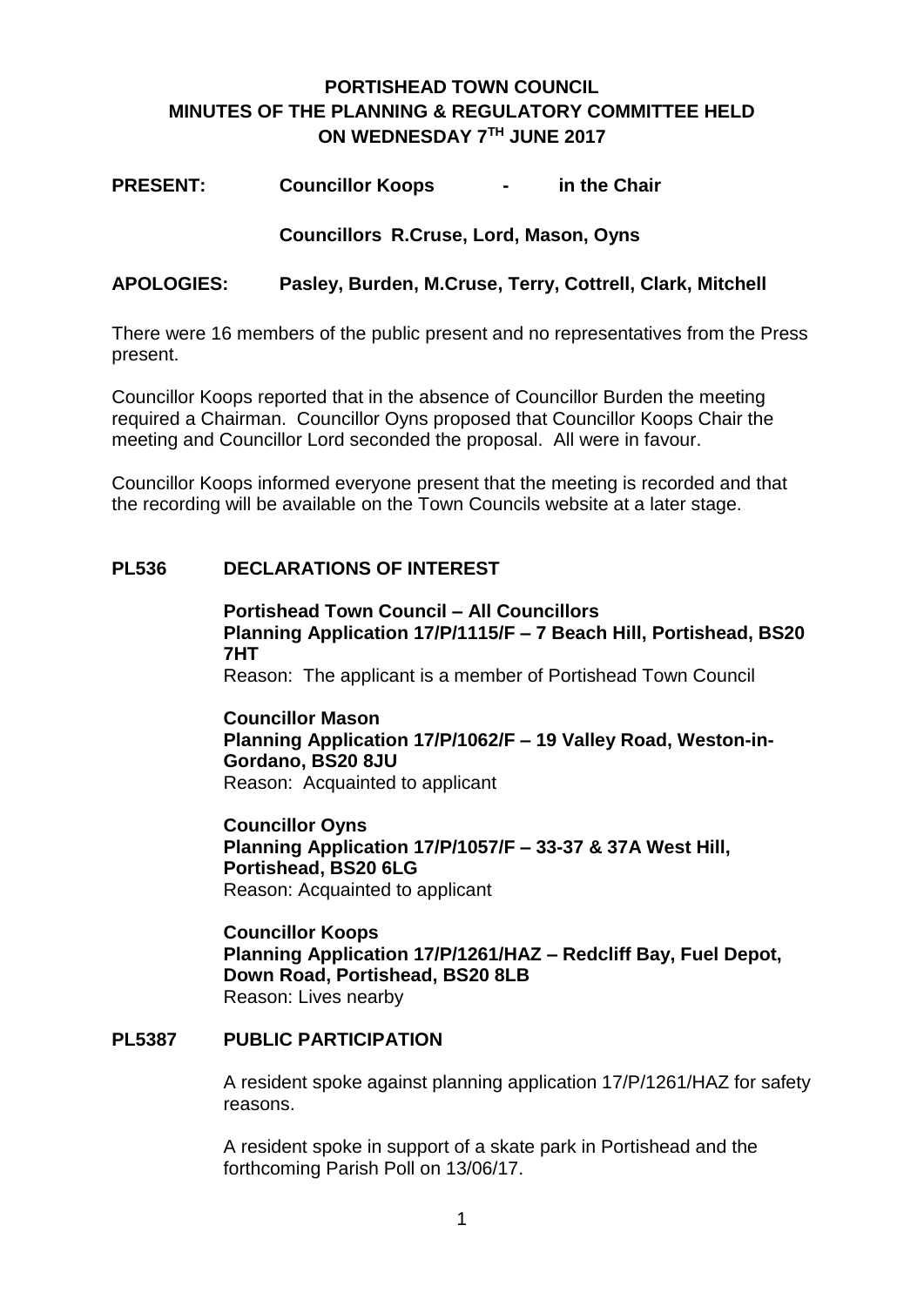# PORTISHEAD TOWN COUNCIL
# MINUTES OF THE PLANNING & REGULATORY COMMITTEE HELD ON WEDNESDAY 7TH JUNE 2017

**PRESENT:** **Councillor Koops - in the Chair**

**Councillors R.Cruse, Lord, Mason, Oyns**

**APOLOGIES:** **Pasley, Burden, M.Cruse, Terry, Cottrell, Clark, Mitchell**

There were 16 members of the public present and no representatives from the Press present.

Councillor Koops reported that in the absence of Councillor Burden the meeting required a Chairman. Councillor Oyns proposed that Councillor Koops Chair the meeting and Councillor Lord seconded the proposal. All were in favour.

Councillor Koops informed everyone present that the meeting is recorded and that the recording will be available on the Town Councils website at a later stage.

## PL536 DECLARATIONS OF INTEREST

**Portishead Town Council – All Councillors**
**Planning Application 17/P/1115/F – 7 Beach Hill, Portishead, BS20 7HT**
Reason: The applicant is a member of Portishead Town Council

**Councillor Mason**
**Planning Application 17/P/1062/F – 19 Valley Road, Weston-in-Gordano, BS20 8JU**
Reason: Acquainted to applicant

**Councillor Oyns**
**Planning Application 17/P/1057/F – 33-37 & 37A West Hill, Portishead, BS20 6LG**
Reason: Acquainted to applicant

**Councillor Koops**
**Planning Application 17/P/1261/HAZ – Redcliff Bay, Fuel Depot, Down Road, Portishead, BS20 8LB**
Reason: Lives nearby

## PL5387 PUBLIC PARTICIPATION

A resident spoke against planning application 17/P/1261/HAZ for safety reasons.

A resident spoke in support of a skate park in Portishead and the forthcoming Parish Poll on 13/06/17.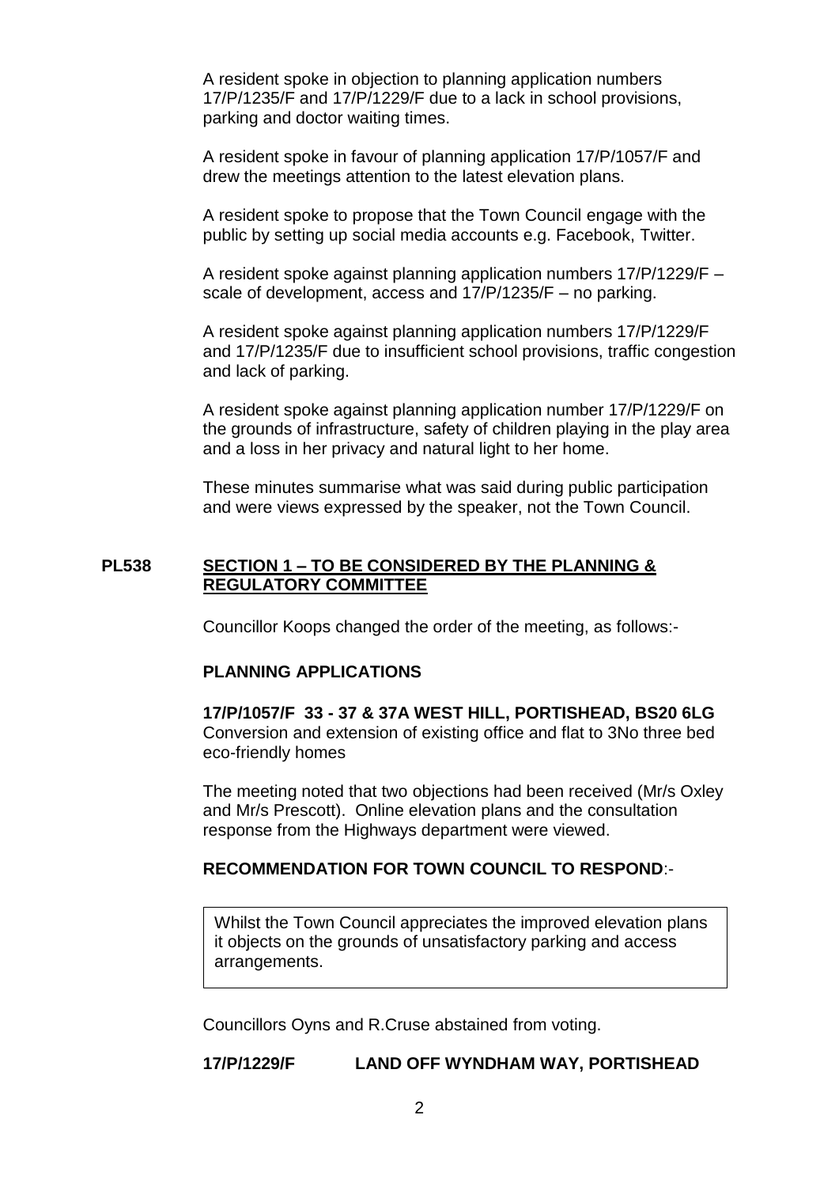A resident spoke in objection to planning application numbers 17/P/1235/F and 17/P/1229/F due to a lack in school provisions, parking and doctor waiting times.

A resident spoke in favour of planning application 17/P/1057/F and drew the meetings attention to the latest elevation plans.

A resident spoke to propose that the Town Council engage with the public by setting up social media accounts e.g. Facebook, Twitter.

A resident spoke against planning application numbers 17/P/1229/F – scale of development, access and 17/P/1235/F – no parking.

A resident spoke against planning application numbers 17/P/1229/F and 17/P/1235/F due to insufficient school provisions, traffic congestion and lack of parking.

A resident spoke against planning application number 17/P/1229/F on the grounds of infrastructure, safety of children playing in the play area and a loss in her privacy and natural light to her home.

These minutes summarise what was said during public participation and were views expressed by the speaker, not the Town Council.

## PL538 SECTION 1 – TO BE CONSIDERED BY THE PLANNING & REGULATORY COMMITTEE

Councillor Koops changed the order of the meeting, as follows:-

### PLANNING APPLICATIONS

**17/P/1057/F 33 - 37 & 37A WEST HILL, PORTISHEAD, BS20 6LG**
Conversion and extension of existing office and flat to 3No three bed eco-friendly homes

The meeting noted that two objections had been received (Mr/s Oxley and Mr/s Prescott). Online elevation plans and the consultation response from the Highways department were viewed.

**RECOMMENDATION FOR TOWN COUNCIL TO RESPOND**:-

> Whilst the Town Council appreciates the improved elevation plans it objects on the grounds of unsatisfactory parking and access arrangements.

Councillors Oyns and R.Cruse abstained from voting.

**17/P/1229/F LAND OFF WYNDHAM WAY, PORTISHEAD**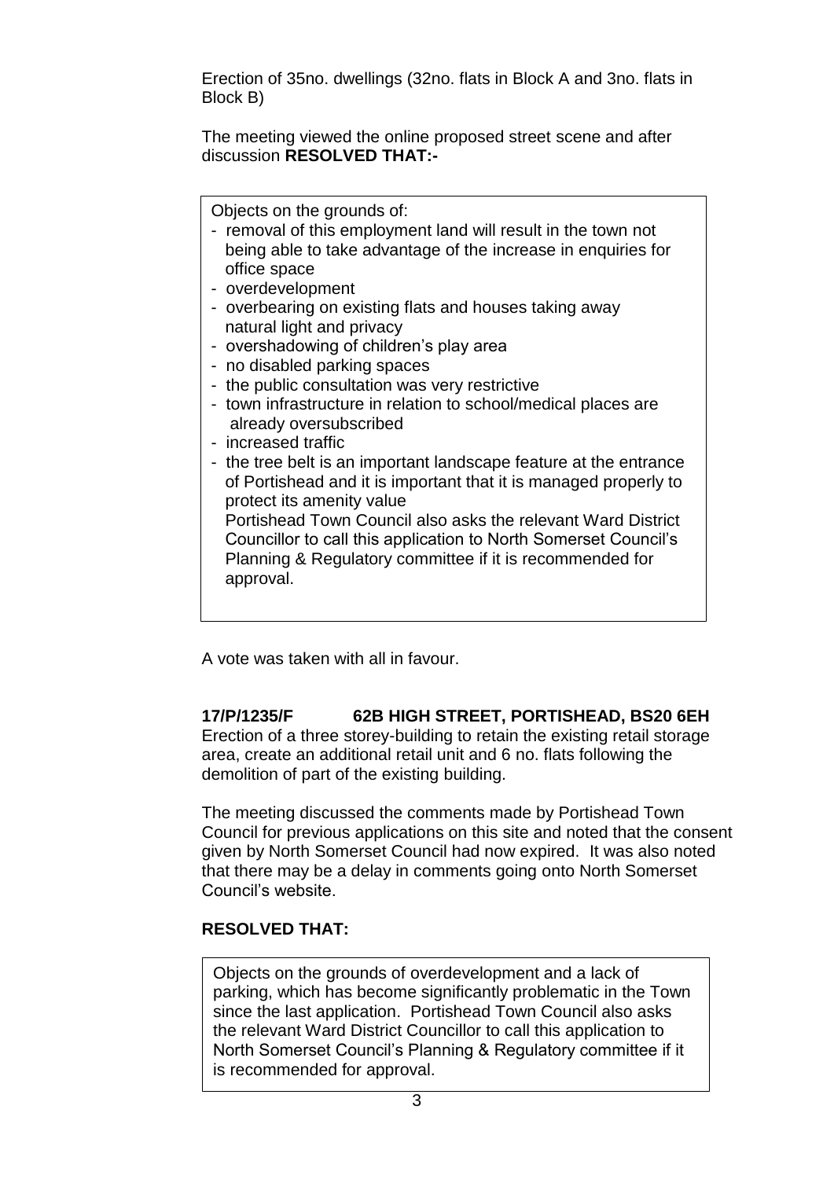Erection of 35no. dwellings (32no. flats in Block A and 3no. flats in Block B)

The meeting viewed the online proposed street scene and after discussion **RESOLVED THAT:-**

> Objects on the grounds of:
> - removal of this employment land will result in the town not being able to take advantage of the increase in enquiries for office space
> - overdevelopment
> - overbearing on existing flats and houses taking away natural light and privacy
> - overshadowing of children's play area
> - no disabled parking spaces
> - the public consultation was very restrictive
> - town infrastructure in relation to school/medical places are already oversubscribed
> - increased traffic
> - the tree belt is an important landscape feature at the entrance of Portishead and it is important that it is managed properly to protect its amenity value
>
> Portishead Town Council also asks the relevant Ward District Councillor to call this application to North Somerset Council's Planning & Regulatory committee if it is recommended for approval.

A vote was taken with all in favour.

**17/P/1235/F 62B HIGH STREET, PORTISHEAD, BS20 6EH**

Erection of a three storey-building to retain the existing retail storage area, create an additional retail unit and 6 no. flats following the demolition of part of the existing building.

The meeting discussed the comments made by Portishead Town Council for previous applications on this site and noted that the consent given by North Somerset Council had now expired. It was also noted that there may be a delay in comments going onto North Somerset Council's website.

**RESOLVED THAT:**

> Objects on the grounds of overdevelopment and a lack of parking, which has become significantly problematic in the Town since the last application. Portishead Town Council also asks the relevant Ward District Councillor to call this application to North Somerset Council's Planning & Regulatory committee if it is recommended for approval.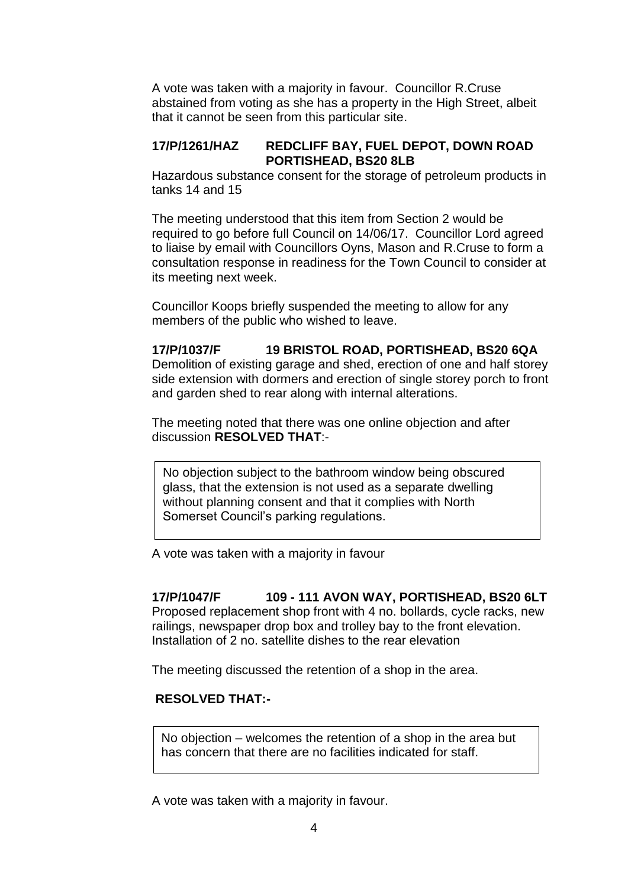A vote was taken with a majority in favour. Councillor R.Cruse abstained from voting as she has a property in the High Street, albeit that it cannot be seen from this particular site.

**17/P/1261/HAZ REDCLIFF BAY, FUEL DEPOT, DOWN ROAD PORTISHEAD, BS20 8LB**

Hazardous substance consent for the storage of petroleum products in tanks 14 and 15

The meeting understood that this item from Section 2 would be required to go before full Council on 14/06/17. Councillor Lord agreed to liaise by email with Councillors Oyns, Mason and R.Cruse to form a consultation response in readiness for the Town Council to consider at its meeting next week.

Councillor Koops briefly suspended the meeting to allow for any members of the public who wished to leave.

**17/P/1037/F 19 BRISTOL ROAD, PORTISHEAD, BS20 6QA**

Demolition of existing garage and shed, erection of one and half storey side extension with dormers and erection of single storey porch to front and garden shed to rear along with internal alterations.

The meeting noted that there was one online objection and after discussion **RESOLVED THAT**:-

> No objection subject to the bathroom window being obscured glass, that the extension is not used as a separate dwelling without planning consent and that it complies with North Somerset Council's parking regulations.

A vote was taken with a majority in favour

**17/P/1047/F 109 - 111 AVON WAY, PORTISHEAD, BS20 6LT**

Proposed replacement shop front with 4 no. bollards, cycle racks, new railings, newspaper drop box and trolley bay to the front elevation. Installation of 2 no. satellite dishes to the rear elevation

The meeting discussed the retention of a shop in the area.

**RESOLVED THAT:-**

> No objection – welcomes the retention of a shop in the area but has concern that there are no facilities indicated for staff.

A vote was taken with a majority in favour.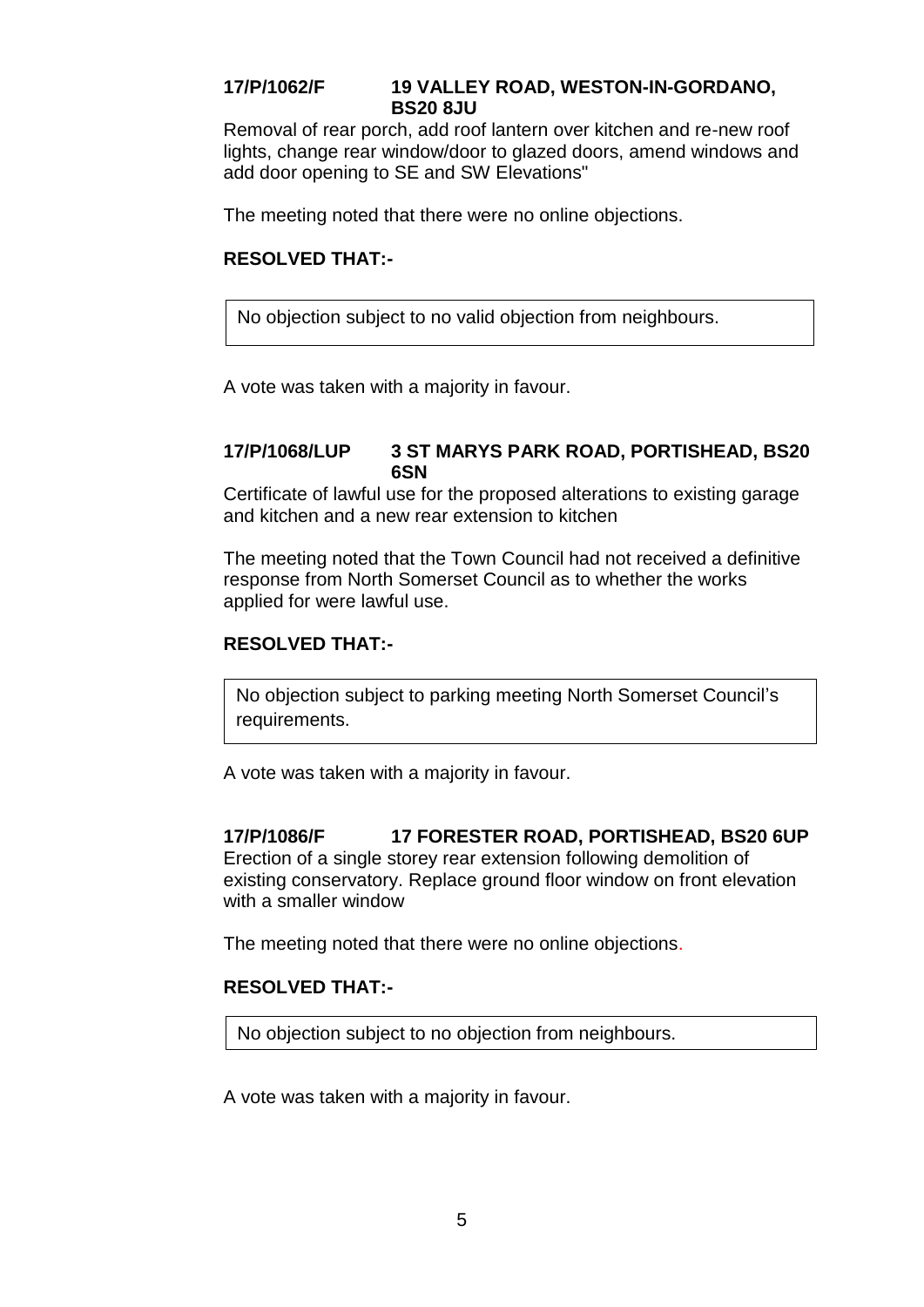**17/P/1062/F 19 VALLEY ROAD, WESTON-IN-GORDANO, BS20 8JU**

Removal of rear porch, add roof lantern over kitchen and re-new roof lights, change rear window/door to glazed doors, amend windows and add door opening to SE and SW Elevations"

The meeting noted that there were no online objections.

**RESOLVED THAT:-**

| No objection subject to no valid objection from neighbours. |
|---|

A vote was taken with a majority in favour.

**17/P/1068/LUP 3 ST MARYS PARK ROAD, PORTISHEAD, BS20 6SN**

Certificate of lawful use for the proposed alterations to existing garage and kitchen and a new rear extension to kitchen

The meeting noted that the Town Council had not received a definitive response from North Somerset Council as to whether the works applied for were lawful use.

**RESOLVED THAT:-**

| No objection subject to parking meeting North Somerset Council's requirements. |
|---|

A vote was taken with a majority in favour.

**17/P/1086/F 17 FORESTER ROAD, PORTISHEAD, BS20 6UP**

Erection of a single storey rear extension following demolition of existing conservatory. Replace ground floor window on front elevation with a smaller window

The meeting noted that there were no online objections.

**RESOLVED THAT:-**

| No objection subject to no objection from neighbours. |
|---|

A vote was taken with a majority in favour.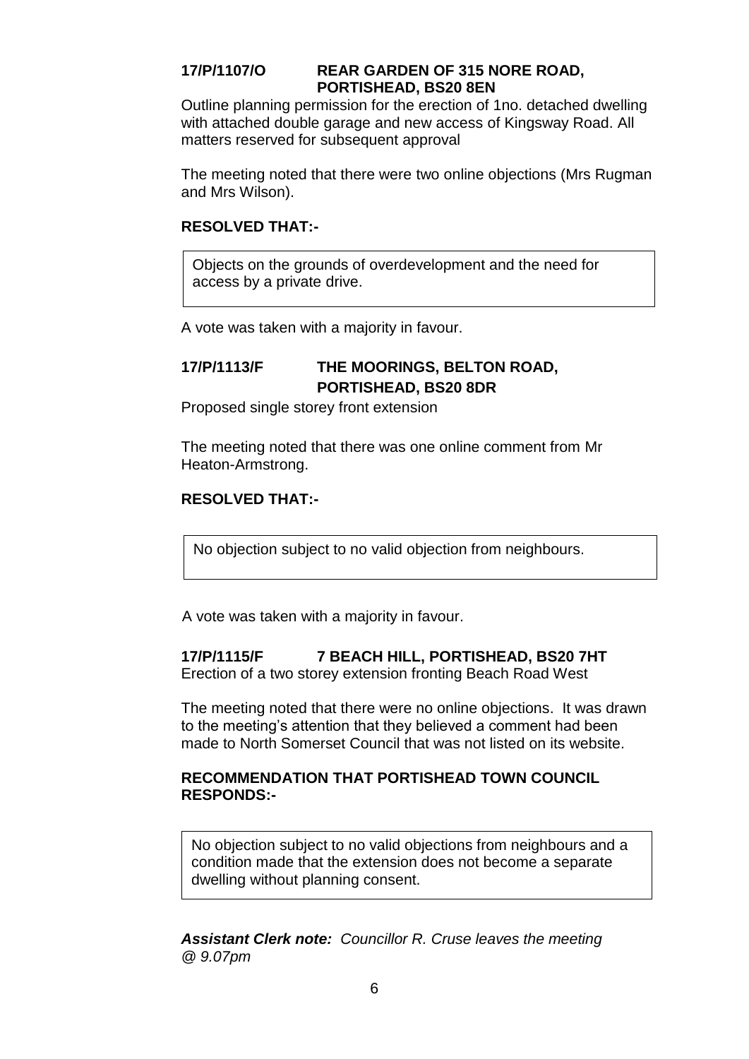**17/P/1107/O REAR GARDEN OF 315 NORE ROAD, PORTISHEAD, BS20 8EN**

Outline planning permission for the erection of 1no. detached dwelling with attached double garage and new access of Kingsway Road. All matters reserved for subsequent approval

The meeting noted that there were two online objections (Mrs Rugman and Mrs Wilson).

**RESOLVED THAT:-**

> Objects on the grounds of overdevelopment and the need for access by a private drive.

A vote was taken with a majority in favour.

**17/P/1113/F THE MOORINGS, BELTON ROAD, PORTISHEAD, BS20 8DR**

Proposed single storey front extension

The meeting noted that there was one online comment from Mr Heaton-Armstrong.

**RESOLVED THAT:-**

> No objection subject to no valid objection from neighbours.

A vote was taken with a majority in favour.

**17/P/1115/F 7 BEACH HILL, PORTISHEAD, BS20 7HT**

Erection of a two storey extension fronting Beach Road West

The meeting noted that there were no online objections. It was drawn to the meeting's attention that they believed a comment had been made to North Somerset Council that was not listed on its website.

**RECOMMENDATION THAT PORTISHEAD TOWN COUNCIL RESPONDS:-**

> No objection subject to no valid objections from neighbours and a condition made that the extension does not become a separate dwelling without planning consent.

***Assistant Clerk note:*** *Councillor R. Cruse leaves the meeting @ 9.07pm*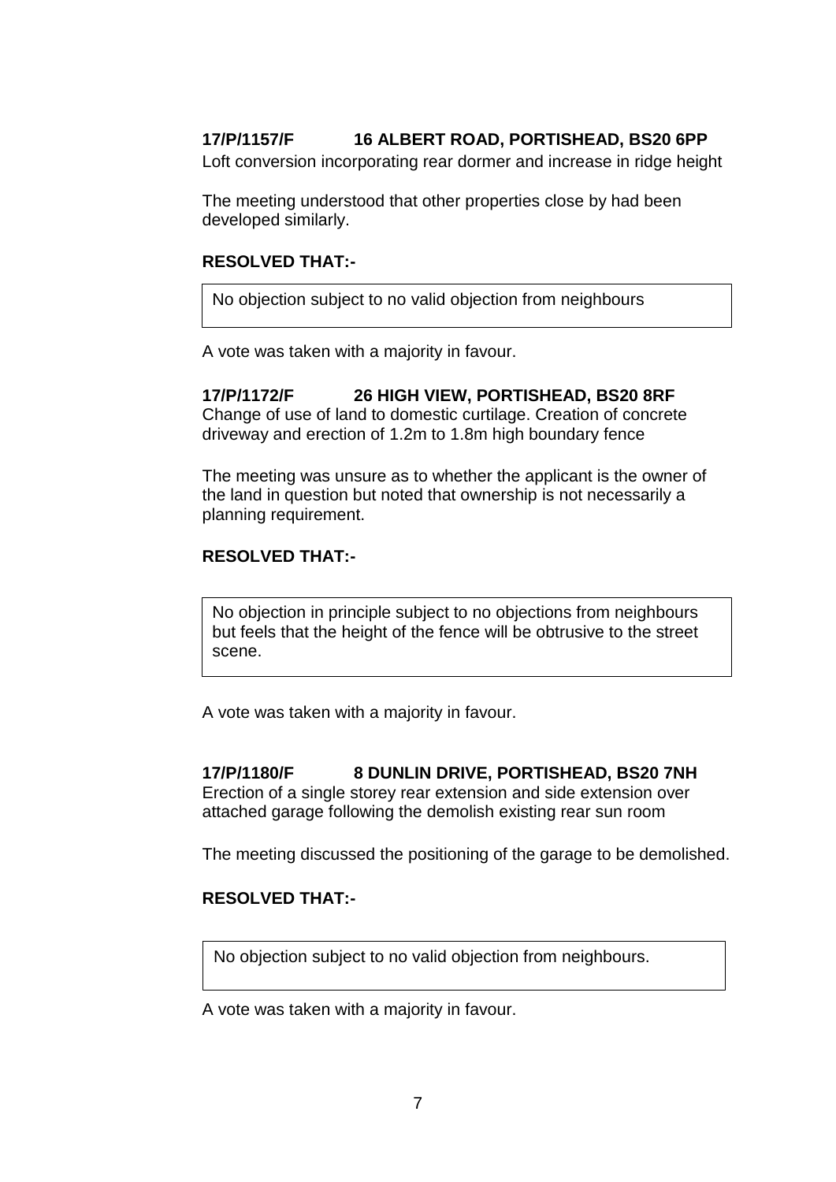**17/P/1157/F 16 ALBERT ROAD, PORTISHEAD, BS20 6PP**

Loft conversion incorporating rear dormer and increase in ridge height

The meeting understood that other properties close by had been developed similarly.

**RESOLVED THAT:-**

| No objection subject to no valid objection from neighbours |
|---|

A vote was taken with a majority in favour.

**17/P/1172/F 26 HIGH VIEW, PORTISHEAD, BS20 8RF**

Change of use of land to domestic curtilage. Creation of concrete driveway and erection of 1.2m to 1.8m high boundary fence

The meeting was unsure as to whether the applicant is the owner of the land in question but noted that ownership is not necessarily a planning requirement.

**RESOLVED THAT:-**

| No objection in principle subject to no objections from neighbours but feels that the height of the fence will be obtrusive to the street scene. |
|---|

A vote was taken with a majority in favour.

**17/P/1180/F 8 DUNLIN DRIVE, PORTISHEAD, BS20 7NH**

Erection of a single storey rear extension and side extension over attached garage following the demolish existing rear sun room

The meeting discussed the positioning of the garage to be demolished.

**RESOLVED THAT:-**

| No objection subject to no valid objection from neighbours. |
|---|

A vote was taken with a majority in favour.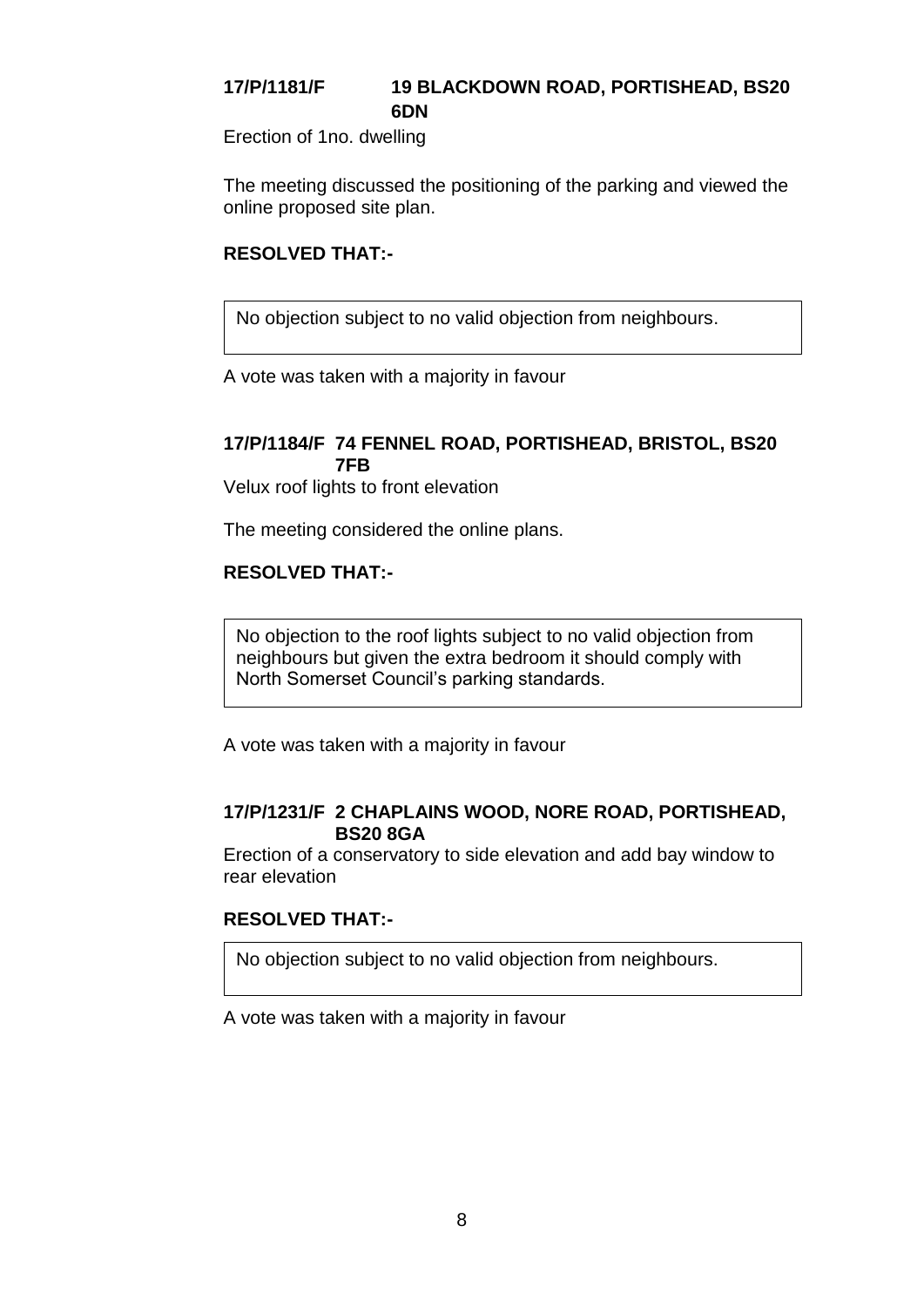**17/P/1181/F 19 BLACKDOWN ROAD, PORTISHEAD, BS20 6DN**

Erection of 1no. dwelling

The meeting discussed the positioning of the parking and viewed the online proposed site plan.

**RESOLVED THAT:-**

No objection subject to no valid objection from neighbours.

A vote was taken with a majority in favour

**17/P/1184/F 74 FENNEL ROAD, PORTISHEAD, BRISTOL, BS20 7FB**

Velux roof lights to front elevation

The meeting considered the online plans.

**RESOLVED THAT:-**

No objection to the roof lights subject to no valid objection from neighbours but given the extra bedroom it should comply with North Somerset Council's parking standards.

A vote was taken with a majority in favour

**17/P/1231/F 2 CHAPLAINS WOOD, NORE ROAD, PORTISHEAD, BS20 8GA**

Erection of a conservatory to side elevation and add bay window to rear elevation

**RESOLVED THAT:-**

No objection subject to no valid objection from neighbours.

A vote was taken with a majority in favour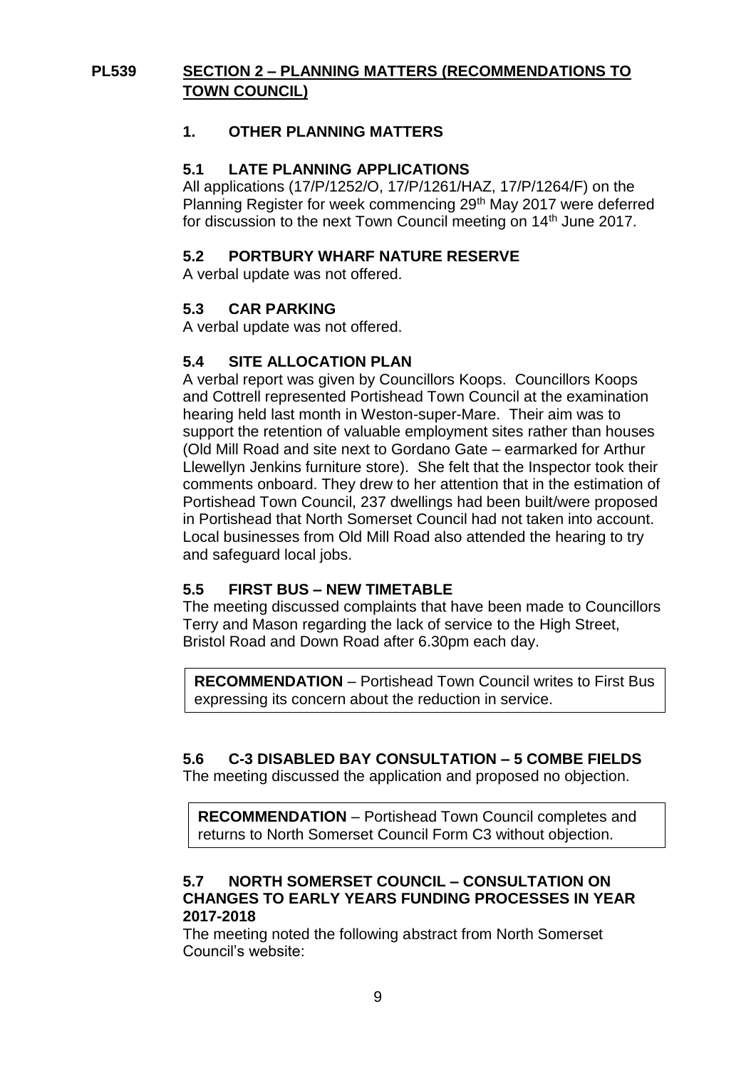## PL539 SECTION 2 – PLANNING MATTERS (RECOMMENDATIONS TO TOWN COUNCIL)

### 1. OTHER PLANNING MATTERS

### 5.1 LATE PLANNING APPLICATIONS

All applications (17/P/1252/O, 17/P/1261/HAZ, 17/P/1264/F) on the Planning Register for week commencing 29th May 2017 were deferred for discussion to the next Town Council meeting on 14th June 2017.

### 5.2 PORTBURY WHARF NATURE RESERVE

A verbal update was not offered.

### 5.3 CAR PARKING

A verbal update was not offered.

### 5.4 SITE ALLOCATION PLAN

A verbal report was given by Councillors Koops. Councillors Koops and Cottrell represented Portishead Town Council at the examination hearing held last month in Weston-super-Mare. Their aim was to support the retention of valuable employment sites rather than houses (Old Mill Road and site next to Gordano Gate – earmarked for Arthur Llewellyn Jenkins furniture store). She felt that the Inspector took their comments onboard. They drew to her attention that in the estimation of Portishead Town Council, 237 dwellings had been built/were proposed in Portishead that North Somerset Council had not taken into account. Local businesses from Old Mill Road also attended the hearing to try and safeguard local jobs.

### 5.5 FIRST BUS – NEW TIMETABLE

The meeting discussed complaints that have been made to Councillors Terry and Mason regarding the lack of service to the High Street, Bristol Road and Down Road after 6.30pm each day.

**RECOMMENDATION** – Portishead Town Council writes to First Bus expressing its concern about the reduction in service.

### 5.6 C-3 DISABLED BAY CONSULTATION – 5 COMBE FIELDS

The meeting discussed the application and proposed no objection.

**RECOMMENDATION** – Portishead Town Council completes and returns to North Somerset Council Form C3 without objection.

### 5.7 NORTH SOMERSET COUNCIL – CONSULTATION ON CHANGES TO EARLY YEARS FUNDING PROCESSES IN YEAR 2017-2018

The meeting noted the following abstract from North Somerset Council's website: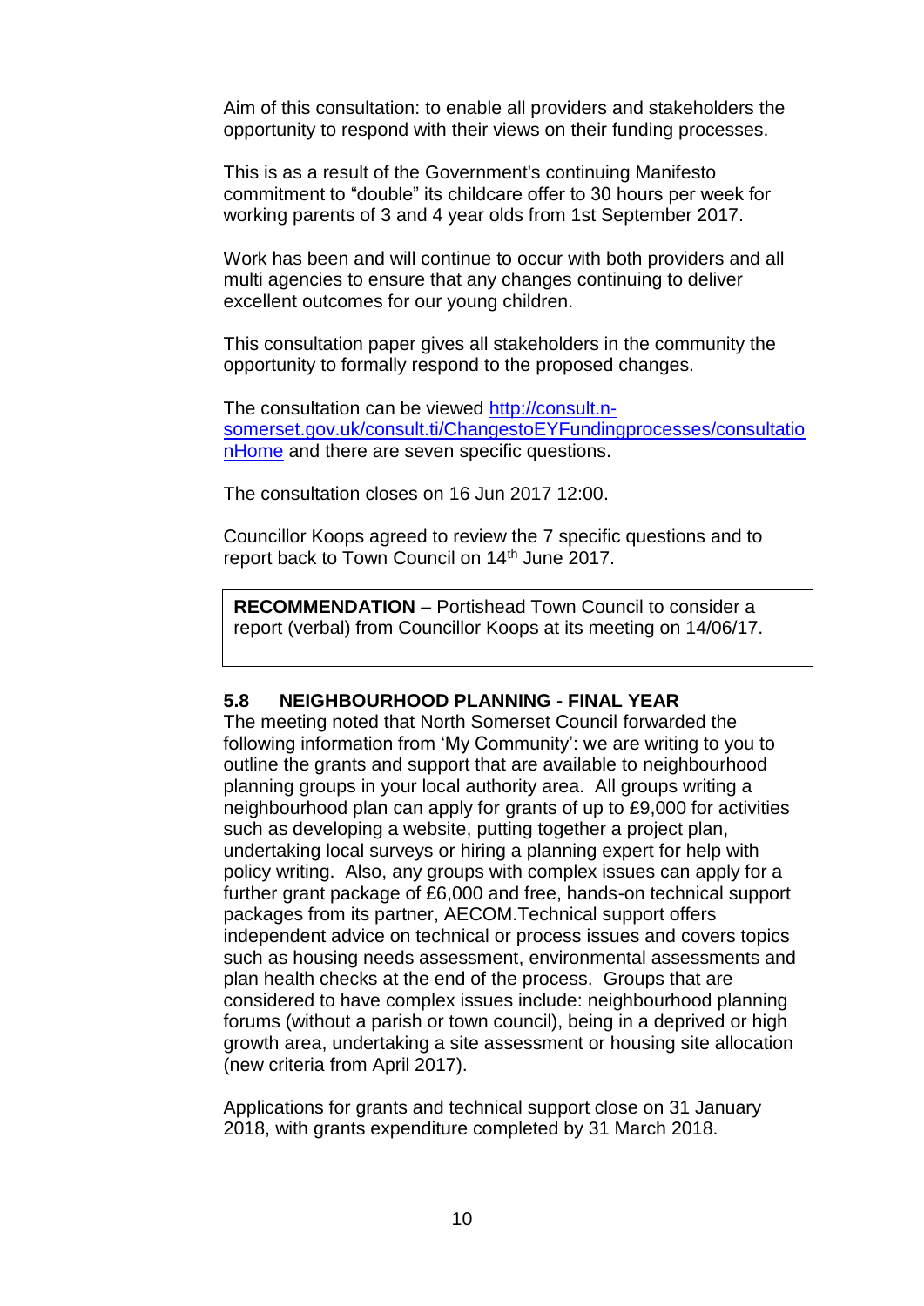Aim of this consultation: to enable all providers and stakeholders the opportunity to respond with their views on their funding processes.

This is as a result of the Government's continuing Manifesto commitment to "double" its childcare offer to 30 hours per week for working parents of 3 and 4 year olds from 1st September 2017.

Work has been and will continue to occur with both providers and all multi agencies to ensure that any changes continuing to deliver excellent outcomes for our young children.

This consultation paper gives all stakeholders in the community the opportunity to formally respond to the proposed changes.

The consultation can be viewed [http://consult.n-somerset.gov.uk/consult.ti/ChangestoEYFundingprocesses/consultationHome](http://consult.n-somerset.gov.uk/consult.ti/ChangestoEYFundingprocesses/consultationHome) and there are seven specific questions.

The consultation closes on 16 Jun 2017 12:00.

Councillor Koops agreed to review the 7 specific questions and to report back to Town Council on 14th June 2017.

> **RECOMMENDATION** – Portishead Town Council to consider a report (verbal) from Councillor Koops at its meeting on 14/06/17.

### 5.8 NEIGHBOURHOOD PLANNING - FINAL YEAR

The meeting noted that North Somerset Council forwarded the following information from 'My Community': we are writing to you to outline the grants and support that are available to neighbourhood planning groups in your local authority area. All groups writing a neighbourhood plan can apply for grants of up to £9,000 for activities such as developing a website, putting together a project plan, undertaking local surveys or hiring a planning expert for help with policy writing. Also, any groups with complex issues can apply for a further grant package of £6,000 and free, hands-on technical support packages from its partner, AECOM.Technical support offers independent advice on technical or process issues and covers topics such as housing needs assessment, environmental assessments and plan health checks at the end of the process. Groups that are considered to have complex issues include: neighbourhood planning forums (without a parish or town council), being in a deprived or high growth area, undertaking a site assessment or housing site allocation (new criteria from April 2017).

Applications for grants and technical support close on 31 January 2018, with grants expenditure completed by 31 March 2018.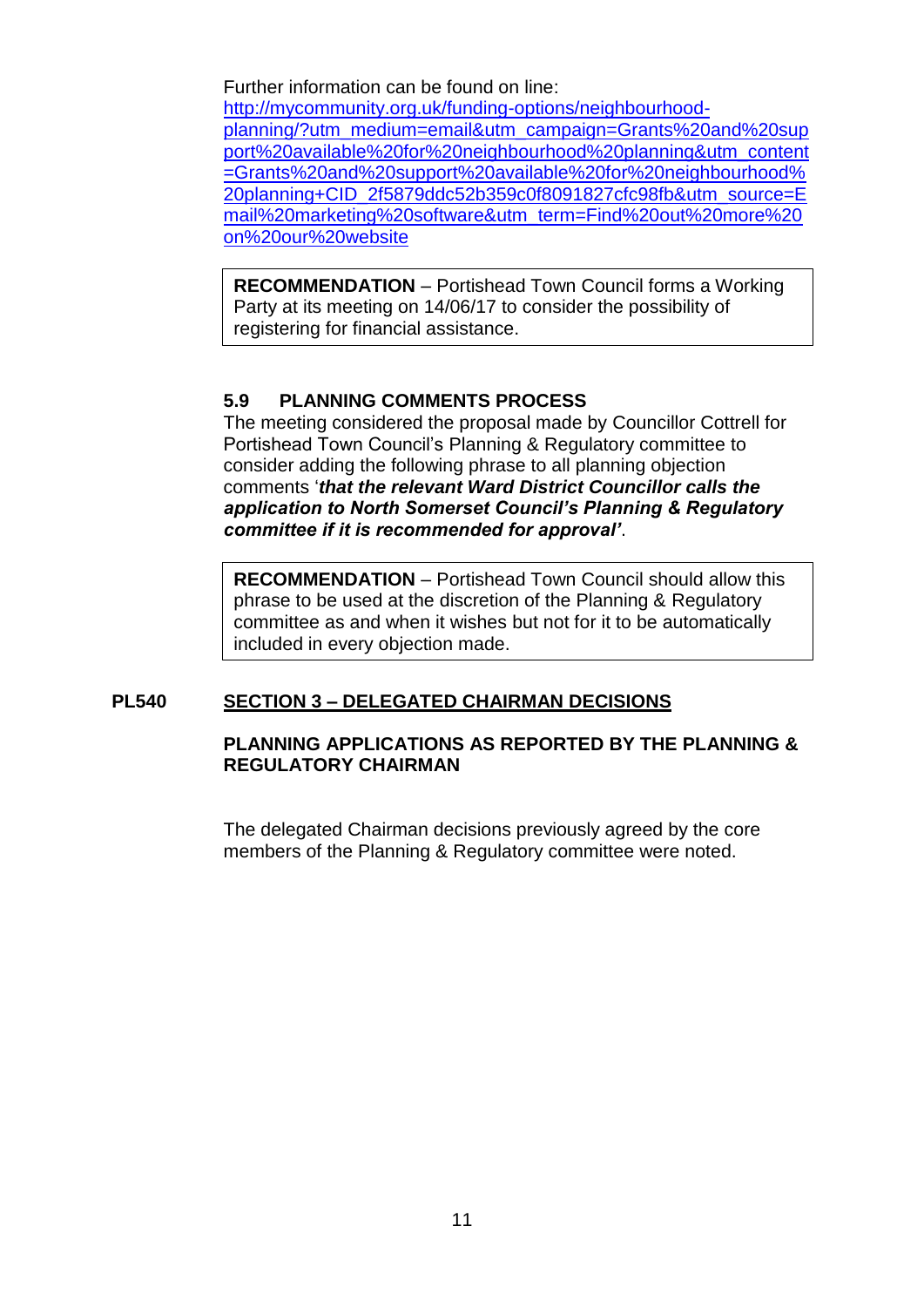Further information can be found on line:
http://mycommunity.org.uk/funding-options/neighbourhood-planning/?utm_medium=email&utm_campaign=Grants%20and%20support%20available%20for%20neighbourhood%20planning&utm_content=Grants%20and%20support%20available%20for%20neighbourhood%20planning+CID_2f5879ddc52b359c0f8091827cfc98fb&utm_source=Email%20marketing%20software&utm_term=Find%20out%20more%20on%20our%20website

**RECOMMENDATION** – Portishead Town Council forms a Working Party at its meeting on 14/06/17 to consider the possibility of registering for financial assistance.

### 5.9 PLANNING COMMENTS PROCESS

The meeting considered the proposal made by Councillor Cottrell for Portishead Town Council's Planning & Regulatory committee to consider adding the following phrase to all planning objection comments '***that the relevant Ward District Councillor calls the application to North Somerset Council's Planning & Regulatory committee if it is recommended for approval'***.

**RECOMMENDATION** – Portishead Town Council should allow this phrase to be used at the discretion of the Planning & Regulatory committee as and when it wishes but not for it to be automatically included in every objection made.

## PL540 SECTION 3 – DELEGATED CHAIRMAN DECISIONS

### PLANNING APPLICATIONS AS REPORTED BY THE PLANNING & REGULATORY CHAIRMAN

The delegated Chairman decisions previously agreed by the core members of the Planning & Regulatory committee were noted.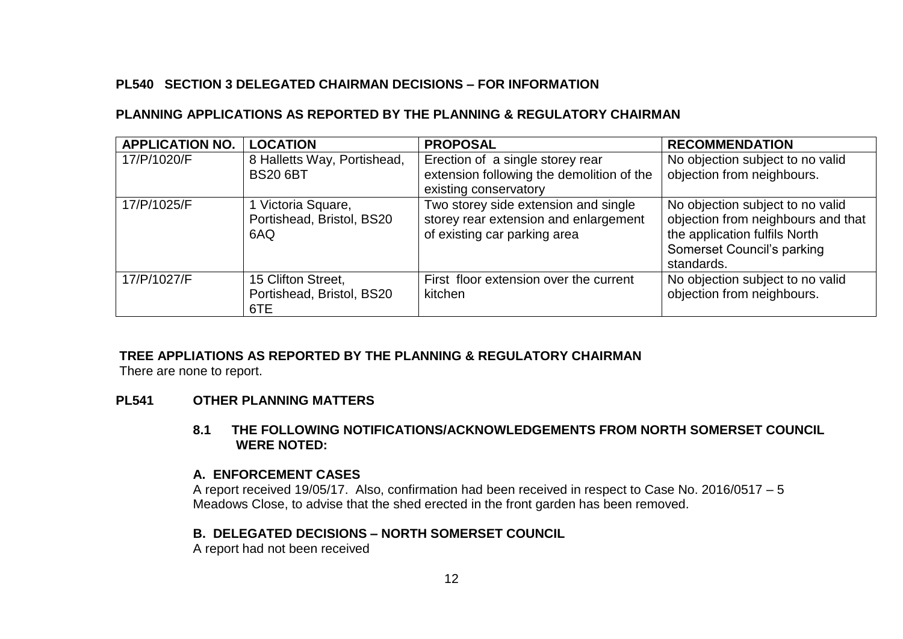**PL540 SECTION 3 DELEGATED CHAIRMAN DECISIONS – FOR INFORMATION**

**PLANNING APPLICATIONS AS REPORTED BY THE PLANNING & REGULATORY CHAIRMAN**

| APPLICATION NO. | LOCATION | PROPOSAL | RECOMMENDATION |
|---|---|---|---|
| 17/P/1020/F | 8 Halletts Way, Portishead, BS20 6BT | Erection of a single storey rear extension following the demolition of the existing conservatory | No objection subject to no valid objection from neighbours. |
| 17/P/1025/F | 1 Victoria Square, Portishead, Bristol, BS20 6AQ | Two storey side extension and single storey rear extension and enlargement of existing car parking area | No objection subject to no valid objection from neighbours and that the application fulfils North Somerset Council's parking standards. |
| 17/P/1027/F | 15 Clifton Street, Portishead, Bristol, BS20 6TE | First floor extension over the current kitchen | No objection subject to no valid objection from neighbours. |

**TREE APPLIATIONS AS REPORTED BY THE PLANNING & REGULATORY CHAIRMAN**

There are none to report.

**PL541 OTHER PLANNING MATTERS**

**8.1 THE FOLLOWING NOTIFICATIONS/ACKNOWLEDGEMENTS FROM NORTH SOMERSET COUNCIL WERE NOTED:**

**A. ENFORCEMENT CASES**

A report received 19/05/17. Also, confirmation had been received in respect to Case No. 2016/0517 – 5 Meadows Close, to advise that the shed erected in the front garden has been removed.

**B. DELEGATED DECISIONS – NORTH SOMERSET COUNCIL**

A report had not been received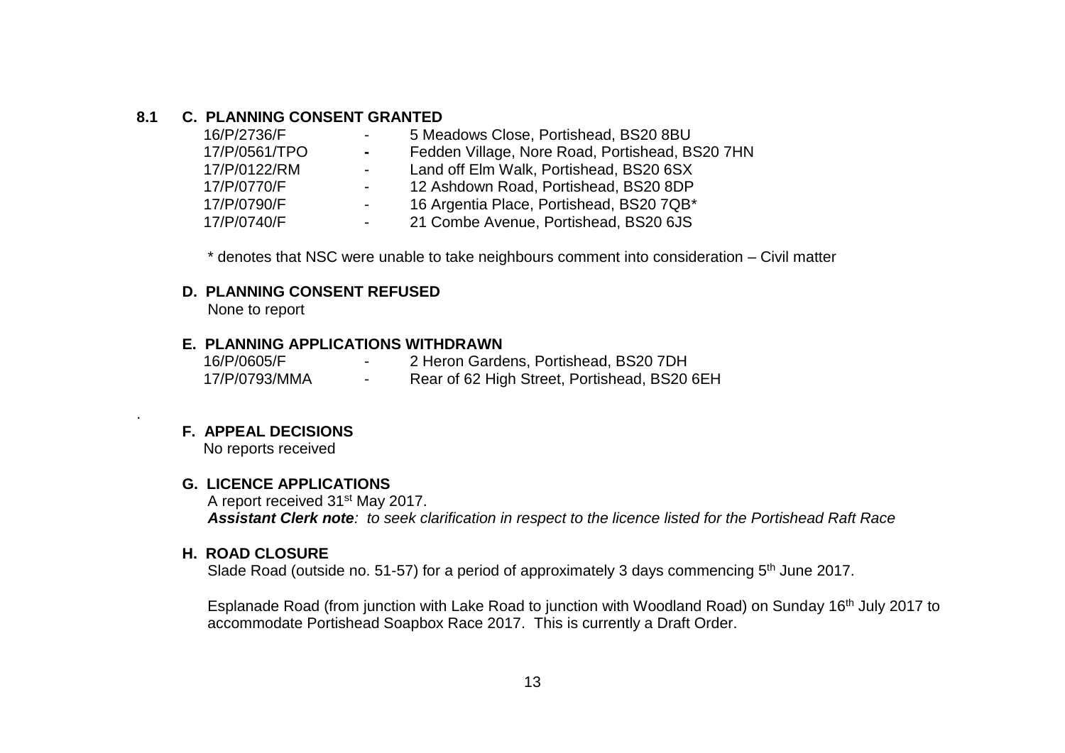## 8.1 C. PLANNING CONSENT GRANTED

| | | |
|---|---|---|
| 16/P/2736/F | - | 5 Meadows Close, Portishead, BS20 8BU |
| 17/P/0561/TPO | - | Fedden Village, Nore Road, Portishead, BS20 7HN |
| 17/P/0122/RM | - | Land off Elm Walk, Portishead, BS20 6SX |
| 17/P/0770/F | - | 12 Ashdown Road, Portishead, BS20 8DP |
| 17/P/0790/F | - | 16 Argentia Place, Portishead, BS20 7QB* |
| 17/P/0740/F | - | 21 Combe Avenue, Portishead, BS20 6JS |

* denotes that NSC were unable to take neighbours comment into consideration – Civil matter

### D. PLANNING CONSENT REFUSED

None to report

### E. PLANNING APPLICATIONS WITHDRAWN

| | | |
|---|---|---|
| 16/P/0605/F | - | 2 Heron Gardens, Portishead, BS20 7DH |
| 17/P/0793/MMA | - | Rear of 62 High Street, Portishead, BS20 6EH |

.

### F. APPEAL DECISIONS

No reports received

### G. LICENCE APPLICATIONS

A report received 31st May 2017.
***Assistant Clerk note**: to seek clarification in respect to the licence listed for the Portishead Raft Race*

### H. ROAD CLOSURE

Slade Road (outside no. 51-57) for a period of approximately 3 days commencing 5th June 2017.

Esplanade Road (from junction with Lake Road to junction with Woodland Road) on Sunday 16th July 2017 to accommodate Portishead Soapbox Race 2017. This is currently a Draft Order.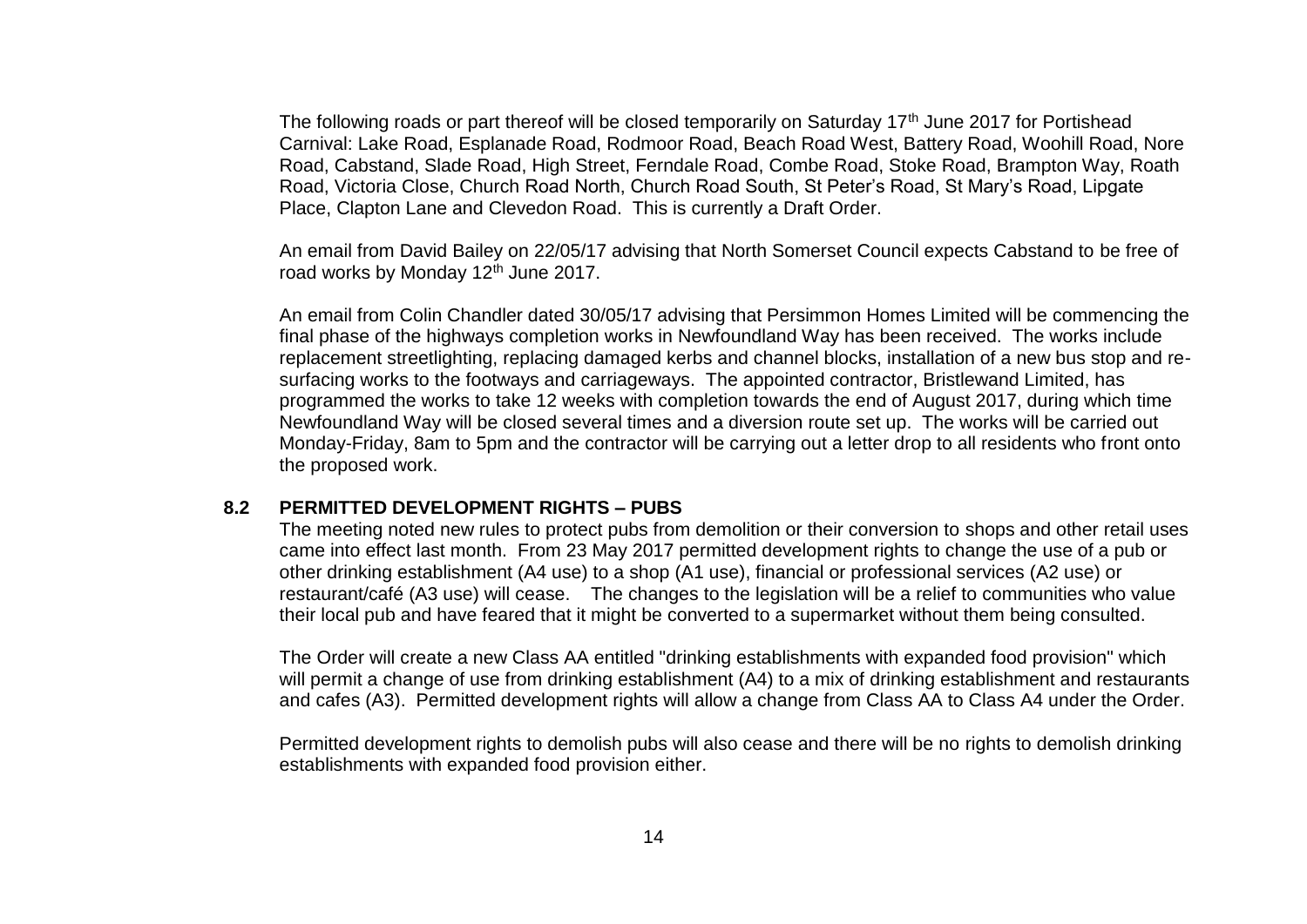The following roads or part thereof will be closed temporarily on Saturday 17th June 2017 for Portishead Carnival: Lake Road, Esplanade Road, Rodmoor Road, Beach Road West, Battery Road, Woohill Road, Nore Road, Cabstand, Slade Road, High Street, Ferndale Road, Combe Road, Stoke Road, Brampton Way, Roath Road, Victoria Close, Church Road North, Church Road South, St Peter's Road, St Mary's Road, Lipgate Place, Clapton Lane and Clevedon Road. This is currently a Draft Order.

An email from David Bailey on 22/05/17 advising that North Somerset Council expects Cabstand to be free of road works by Monday 12th June 2017.

An email from Colin Chandler dated 30/05/17 advising that Persimmon Homes Limited will be commencing the final phase of the highways completion works in Newfoundland Way has been received. The works include replacement streetlighting, replacing damaged kerbs and channel blocks, installation of a new bus stop and re-surfacing works to the footways and carriageways. The appointed contractor, Bristlewand Limited, has programmed the works to take 12 weeks with completion towards the end of August 2017, during which time Newfoundland Way will be closed several times and a diversion route set up. The works will be carried out Monday-Friday, 8am to 5pm and the contractor will be carrying out a letter drop to all residents who front onto the proposed work.

**8.2 PERMITTED DEVELOPMENT RIGHTS – PUBS**

The meeting noted new rules to protect pubs from demolition or their conversion to shops and other retail uses came into effect last month. From 23 May 2017 permitted development rights to change the use of a pub or other drinking establishment (A4 use) to a shop (A1 use), financial or professional services (A2 use) or restaurant/café (A3 use) will cease. The changes to the legislation will be a relief to communities who value their local pub and have feared that it might be converted to a supermarket without them being consulted.

The Order will create a new Class AA entitled "drinking establishments with expanded food provision" which will permit a change of use from drinking establishment (A4) to a mix of drinking establishment and restaurants and cafes (A3). Permitted development rights will allow a change from Class AA to Class A4 under the Order.

Permitted development rights to demolish pubs will also cease and there will be no rights to demolish drinking establishments with expanded food provision either.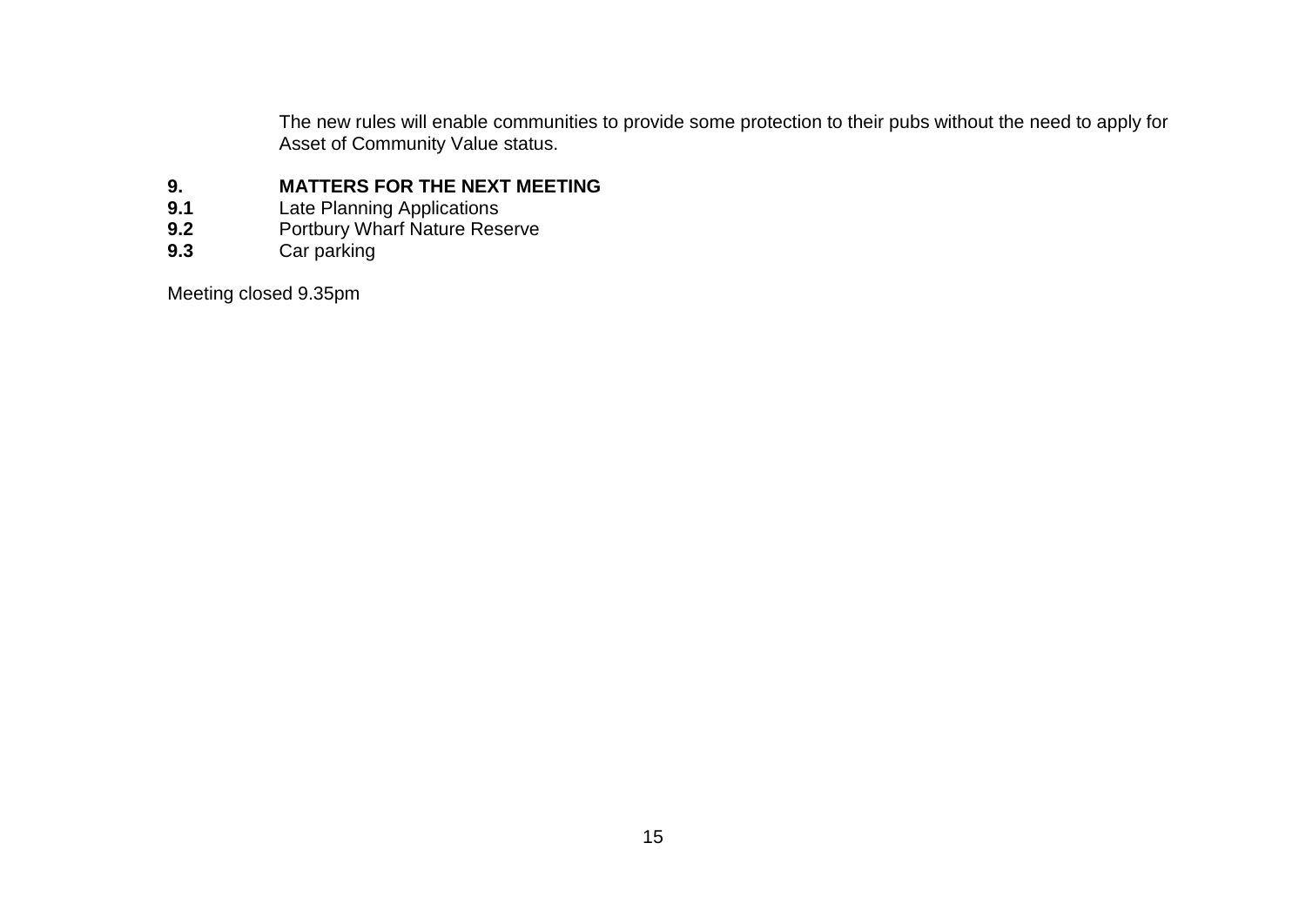The new rules will enable communities to provide some protection to their pubs without the need to apply for Asset of Community Value status.

**9. MATTERS FOR THE NEXT MEETING**

**9.1** Late Planning Applications
**9.2** Portbury Wharf Nature Reserve
**9.3** Car parking

Meeting closed 9.35pm